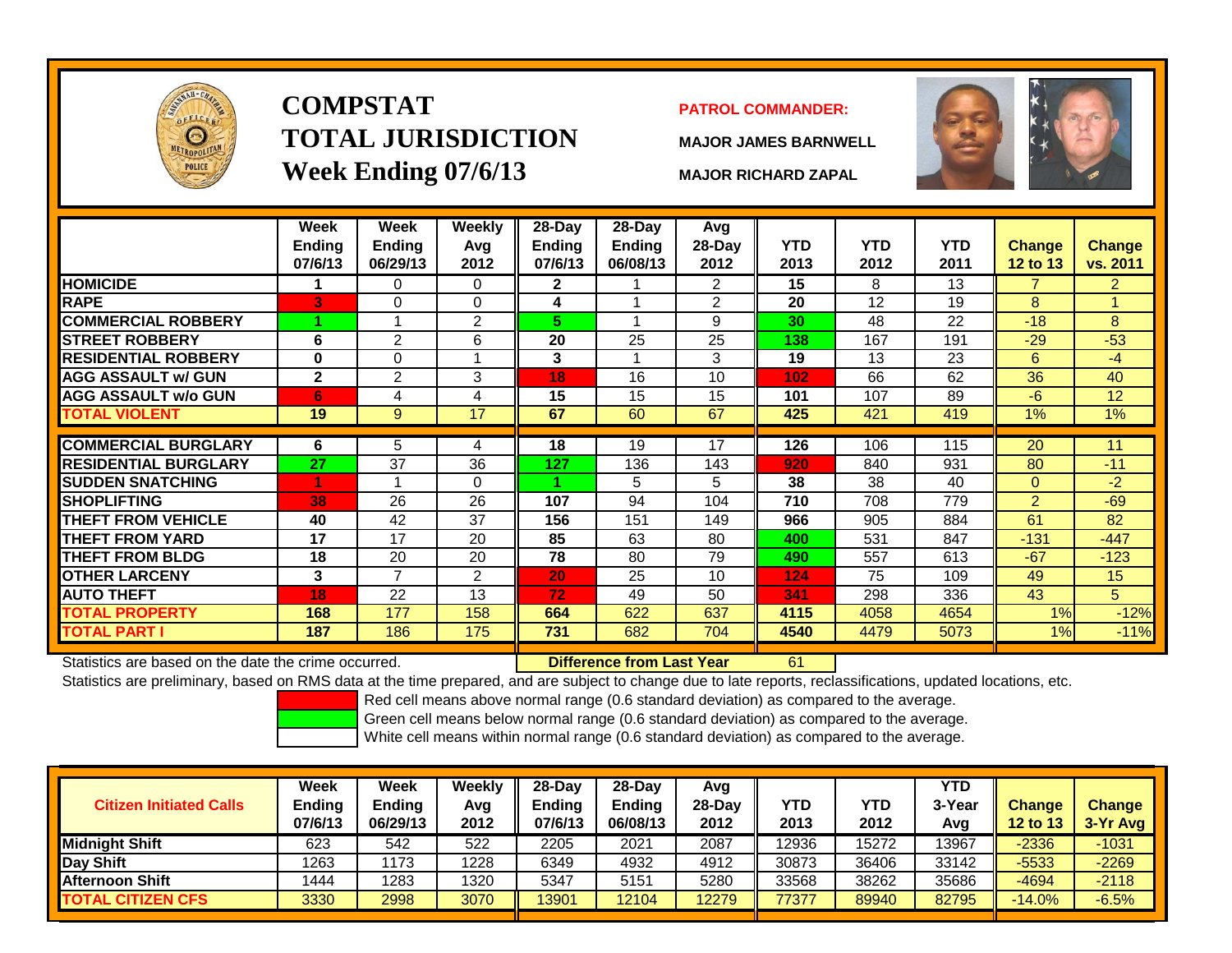# COMPSTAT
# TOTAL JURISDICTION
# Week Ending 07/6/13

**PATROL COMMANDER:**

**MAJOR JAMES BARNWELL**

**MAJOR RICHARD ZAPAL**

| | Week Ending 07/6/13 | Week Ending 06/29/13 | Weekly Avg 2012 | 28-Day Ending 07/6/13 | 28-Day Ending 06/08/13 | Avg 28-Day 2012 | YTD 2013 | YTD 2012 | YTD 2011 | Change 12 to 13 | Change vs. 2011 |
|---|---|---|---|---|---|---|---|---|---|---|---|
| HOMICIDE | 1 | 0 | 0 | 2 | 1 | 2 | 15 | 8 | 13 | 7 | 2 |
| RAPE | 3 | 0 | 0 | 4 | 1 | 2 | 20 | 12 | 19 | 8 | 1 |
| COMMERCIAL ROBBERY | 1 | 1 | 2 | 5 | 1 | 9 | 30 | 48 | 22 | -18 | 8 |
| STREET ROBBERY | 6 | 2 | 6 | 20 | 25 | 25 | 138 | 167 | 191 | -29 | -53 |
| RESIDENTIAL ROBBERY | 0 | 0 | 1 | 3 | 1 | 3 | 19 | 13 | 23 | 6 | -4 |
| AGG ASSAULT w/ GUN | 2 | 2 | 3 | 18 | 16 | 10 | 102 | 66 | 62 | 36 | 40 |
| AGG ASSAULT w/o GUN | 6 | 4 | 4 | 15 | 15 | 15 | 101 | 107 | 89 | -6 | 12 |
| TOTAL VIOLENT | 19 | 9 | 17 | 67 | 60 | 67 | 425 | 421 | 419 | 1% | 1% |
| COMMERCIAL BURGLARY | 6 | 5 | 4 | 18 | 19 | 17 | 126 | 106 | 115 | 20 | 11 |
| RESIDENTIAL BURGLARY | 27 | 37 | 36 | 127 | 136 | 143 | 920 | 840 | 931 | 80 | -11 |
| SUDDEN SNATCHING | 1 | 1 | 0 | 1 | 5 | 5 | 38 | 38 | 40 | 0 | -2 |
| SHOPLIFTING | 38 | 26 | 26 | 107 | 94 | 104 | 710 | 708 | 779 | 2 | -69 |
| THEFT FROM VEHICLE | 40 | 42 | 37 | 156 | 151 | 149 | 966 | 905 | 884 | 61 | 82 |
| THEFT FROM YARD | 17 | 17 | 20 | 85 | 63 | 80 | 400 | 531 | 847 | -131 | -447 |
| THEFT FROM BLDG | 18 | 20 | 20 | 78 | 80 | 79 | 490 | 557 | 613 | -67 | -123 |
| OTHER LARCENY | 3 | 7 | 2 | 20 | 25 | 10 | 124 | 75 | 109 | 49 | 15 |
| AUTO THEFT | 18 | 22 | 13 | 72 | 49 | 50 | 341 | 298 | 336 | 43 | 5 |
| TOTAL PROPERTY | 168 | 177 | 158 | 664 | 622 | 637 | 4115 | 4058 | 4654 | 1% | -12% |
| TOTAL PART I | 187 | 186 | 175 | 731 | 682 | 704 | 4540 | 4479 | 5073 | 1% | -11% |

Statistics are based on the date the crime occurred. **Difference from Last Year** 61

Statistics are preliminary, based on RMS data at the time prepared, and are subject to change due to late reports, reclassifications, updated locations, etc.

Red cell means above normal range (0.6 standard deviation) as compared to the average.
Green cell means below normal range (0.6 standard deviation) as compared to the average.
White cell means within normal range (0.6 standard deviation) as compared to the average.

| Citizen Initiated Calls | Week Ending 07/6/13 | Week Ending 06/29/13 | Weekly Avg 2012 | 28-Day Ending 07/6/13 | 28-Day Ending 06/08/13 | Avg 28-Day 2012 | YTD 2013 | YTD 2012 | YTD 3-Year Avg | Change 12 to 13 | Change 3-Yr Avg |
|---|---|---|---|---|---|---|---|---|---|---|---|
| Midnight Shift | 623 | 542 | 522 | 2205 | 2021 | 2087 | 12936 | 15272 | 13967 | -2336 | -1031 |
| Day Shift | 1263 | 1173 | 1228 | 6349 | 4932 | 4912 | 30873 | 36406 | 33142 | -5533 | -2269 |
| Afternoon Shift | 1444 | 1283 | 1320 | 5347 | 5151 | 5280 | 33568 | 38262 | 35686 | -4694 | -2118 |
| TOTAL CITIZEN CFS | 3330 | 2998 | 3070 | 13901 | 12104 | 12279 | 77377 | 89940 | 82795 | -14.0% | -6.5% |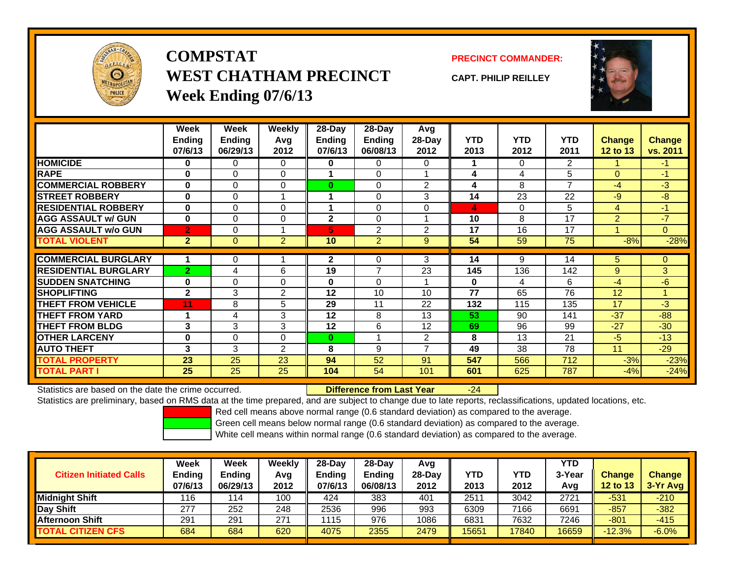# COMPSTAT
# WEST CHATHAM PRECINCT
## Week Ending 07/6/13

**PRECINCT COMMANDER:**

**CAPT. PHILIP REILLEY**

| | Week Ending 07/6/13 | Week Ending 06/29/13 | Weekly Avg 2012 | 28-Day Ending 07/6/13 | 28-Day Ending 06/08/13 | Avg 28-Day 2012 | YTD 2013 | YTD 2012 | YTD 2011 | Change 12 to 13 | Change vs. 2011 |
|---|---|---|---|---|---|---|---|---|---|---|---|
| HOMICIDE | 0 | 0 | 0 | 0 | 0 | 0 | 1 | 0 | 2 | 1 | -1 |
| RAPE | 0 | 0 | 0 | 1 | 0 | 1 | 4 | 4 | 5 | 0 | -1 |
| COMMERCIAL ROBBERY | 0 | 0 | 0 | 0 | 0 | 2 | 4 | 8 | 7 | -4 | -3 |
| STREET ROBBERY | 0 | 0 | 1 | 1 | 0 | 3 | 14 | 23 | 22 | -9 | -8 |
| RESIDENTIAL ROBBERY | 0 | 0 | 0 | 1 | 0 | 0 | 4 | 0 | 5 | 4 | -1 |
| AGG ASSAULT w/ GUN | 0 | 0 | 0 | 2 | 0 | 1 | 10 | 8 | 17 | 2 | -7 |
| AGG ASSAULT w/o GUN | 2 | 0 | 1 | 5 | 2 | 2 | 17 | 16 | 17 | 1 | 0 |
| TOTAL VIOLENT | 2 | 0 | 2 | 10 | 2 | 9 | 54 | 59 | 75 | -8% | -28% |
| COMMERCIAL BURGLARY | 1 | 0 | 1 | 2 | 0 | 3 | 14 | 9 | 14 | 5 | 0 |
| RESIDENTIAL BURGLARY | 2 | 4 | 6 | 19 | 7 | 23 | 145 | 136 | 142 | 9 | 3 |
| SUDDEN SNATCHING | 0 | 0 | 0 | 0 | 0 | 1 | 0 | 4 | 6 | -4 | -6 |
| SHOPLIFTING | 2 | 3 | 2 | 12 | 10 | 10 | 77 | 65 | 76 | 12 | 1 |
| THEFT FROM VEHICLE | 11 | 8 | 5 | 29 | 11 | 22 | 132 | 115 | 135 | 17 | -3 |
| THEFT FROM YARD | 1 | 4 | 3 | 12 | 8 | 13 | 53 | 90 | 141 | -37 | -88 |
| THEFT FROM BLDG | 3 | 3 | 3 | 12 | 6 | 12 | 69 | 96 | 99 | -27 | -30 |
| OTHER LARCENY | 0 | 0 | 0 | 0 | 1 | 2 | 8 | 13 | 21 | -5 | -13 |
| AUTO THEFT | 3 | 3 | 2 | 8 | 9 | 7 | 49 | 38 | 78 | 11 | -29 |
| TOTAL PROPERTY | 23 | 25 | 23 | 94 | 52 | 91 | 547 | 566 | 712 | -3% | -23% |
| TOTAL PART I | 25 | 25 | 25 | 104 | 54 | 101 | 601 | 625 | 787 | -4% | -24% |

Statistics are based on the date the crime occurred. **Difference from Last Year** -24

Statistics are preliminary, based on RMS data at the time prepared, and are subject to change due to late reports, reclassifications, updated locations, etc.

Red cell means above normal range (0.6 standard deviation) as compared to the average.
Green cell means below normal range (0.6 standard deviation) as compared to the average.
White cell means within normal range (0.6 standard deviation) as compared to the average.

| Citizen Initiated Calls | Week Ending 07/6/13 | Week Ending 06/29/13 | Weekly Avg 2012 | 28-Day Ending 07/6/13 | 28-Day Ending 06/08/13 | Avg 28-Day 2012 | YTD 2013 | YTD 2012 | YTD 3-Year Avg | Change 12 to 13 | Change 3-Yr Avg |
|---|---|---|---|---|---|---|---|---|---|---|---|
| Midnight Shift | 116 | 114 | 100 | 424 | 383 | 401 | 2511 | 3042 | 2721 | -531 | -210 |
| Day Shift | 277 | 252 | 248 | 2536 | 996 | 993 | 6309 | 7166 | 6691 | -857 | -382 |
| Afternoon Shift | 291 | 291 | 271 | 1115 | 976 | 1086 | 6831 | 7632 | 7246 | -801 | -415 |
| TOTAL CITIZEN CFS | 684 | 684 | 620 | 4075 | 2355 | 2479 | 15651 | 17840 | 16659 | -12.3% | -6.0% |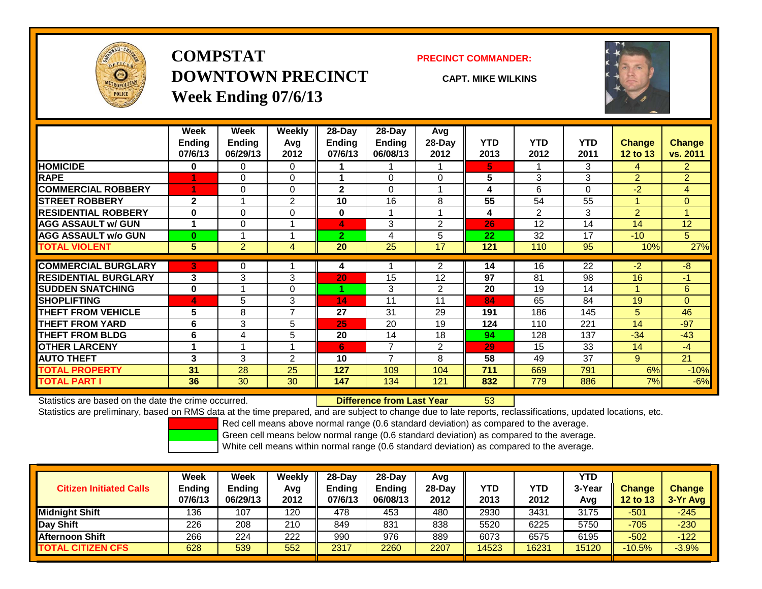# COMPSTAT
# DOWNTOWN PRECINCT
## Week Ending 07/6/13

**PRECINCT COMMANDER:**

**CAPT. MIKE WILKINS**

| | Week Ending 07/6/13 | Week Ending 06/29/13 | Weekly Avg 2012 | 28-Day Ending 07/6/13 | 28-Day Ending 06/08/13 | Avg 28-Day 2012 | YTD 2013 | YTD 2012 | YTD 2011 | Change 12 to 13 | Change vs. 2011 |
|---|---|---|---|---|---|---|---|---|---|---|---|
| HOMICIDE | 0 | 0 | 0 | 1 | 1 | 1 | 5 | 1 | 3 | 4 | 2 |
| RAPE | 1 | 0 | 0 | 1 | 0 | 0 | 5 | 3 | 3 | 2 | 2 |
| COMMERCIAL ROBBERY | 1 | 0 | 0 | 2 | 0 | 1 | 4 | 6 | 0 | -2 | 4 |
| STREET ROBBERY | 2 | 1 | 2 | 10 | 16 | 8 | 55 | 54 | 55 | 1 | 0 |
| RESIDENTIAL ROBBERY | 0 | 0 | 0 | 0 | 1 | 1 | 4 | 2 | 3 | 2 | 1 |
| AGG ASSAULT w/ GUN | 1 | 0 | 1 | 4 | 3 | 2 | 26 | 12 | 14 | 14 | 12 |
| AGG ASSAULT w/o GUN | 0 | 1 | 1 | 2 | 4 | 5 | 22 | 32 | 17 | -10 | 5 |
| TOTAL VIOLENT | 5 | 2 | 4 | 20 | 25 | 17 | 121 | 110 | 95 | 10% | 27% |
| COMMERCIAL BURGLARY | 3 | 0 | 1 | 4 | 1 | 2 | 14 | 16 | 22 | -2 | -8 |
| RESIDENTIAL BURGLARY | 3 | 3 | 3 | 20 | 15 | 12 | 97 | 81 | 98 | 16 | -1 |
| SUDDEN SNATCHING | 0 | 1 | 0 | 1 | 3 | 2 | 20 | 19 | 14 | 1 | 6 |
| SHOPLIFTING | 4 | 5 | 3 | 14 | 11 | 11 | 84 | 65 | 84 | 19 | 0 |
| THEFT FROM VEHICLE | 5 | 8 | 7 | 27 | 31 | 29 | 191 | 186 | 145 | 5 | 46 |
| THEFT FROM YARD | 6 | 3 | 5 | 25 | 20 | 19 | 124 | 110 | 221 | 14 | -97 |
| THEFT FROM BLDG | 6 | 4 | 5 | 20 | 14 | 18 | 94 | 128 | 137 | -34 | -43 |
| OTHER LARCENY | 1 | 1 | 1 | 6 | 7 | 2 | 29 | 15 | 33 | 14 | -4 |
| AUTO THEFT | 3 | 3 | 2 | 10 | 7 | 8 | 58 | 49 | 37 | 9 | 21 |
| TOTAL PROPERTY | 31 | 28 | 25 | 127 | 109 | 104 | 711 | 669 | 791 | 6% | -10% |
| TOTAL PART I | 36 | 30 | 30 | 147 | 134 | 121 | 832 | 779 | 886 | 7% | -6% |

Statistics are based on the date the crime occurred. **Difference from Last Year** 53

Statistics are preliminary, based on RMS data at the time prepared, and are subject to change due to late reports, reclassifications, updated locations, etc.

Red cell means above normal range (0.6 standard deviation) as compared to the average.
Green cell means below normal range (0.6 standard deviation) as compared to the average.
White cell means within normal range (0.6 standard deviation) as compared to the average.

| Citizen Initiated Calls | Week Ending 07/6/13 | Week Ending 06/29/13 | Weekly Avg 2012 | 28-Day Ending 07/6/13 | 28-Day Ending 06/08/13 | Avg 28-Day 2012 | YTD 2013 | YTD 2012 | YTD 3-Year Avg | Change 12 to 13 | Change 3-Yr Avg |
|---|---|---|---|---|---|---|---|---|---|---|---|
| Midnight Shift | 136 | 107 | 120 | 478 | 453 | 480 | 2930 | 3431 | 3175 | -501 | -245 |
| Day Shift | 226 | 208 | 210 | 849 | 831 | 838 | 5520 | 6225 | 5750 | -705 | -230 |
| Afternoon Shift | 266 | 224 | 222 | 990 | 976 | 889 | 6073 | 6575 | 6195 | -502 | -122 |
| TOTAL CITIZEN CFS | 628 | 539 | 552 | 2317 | 2260 | 2207 | 14523 | 16231 | 15120 | -10.5% | -3.9% |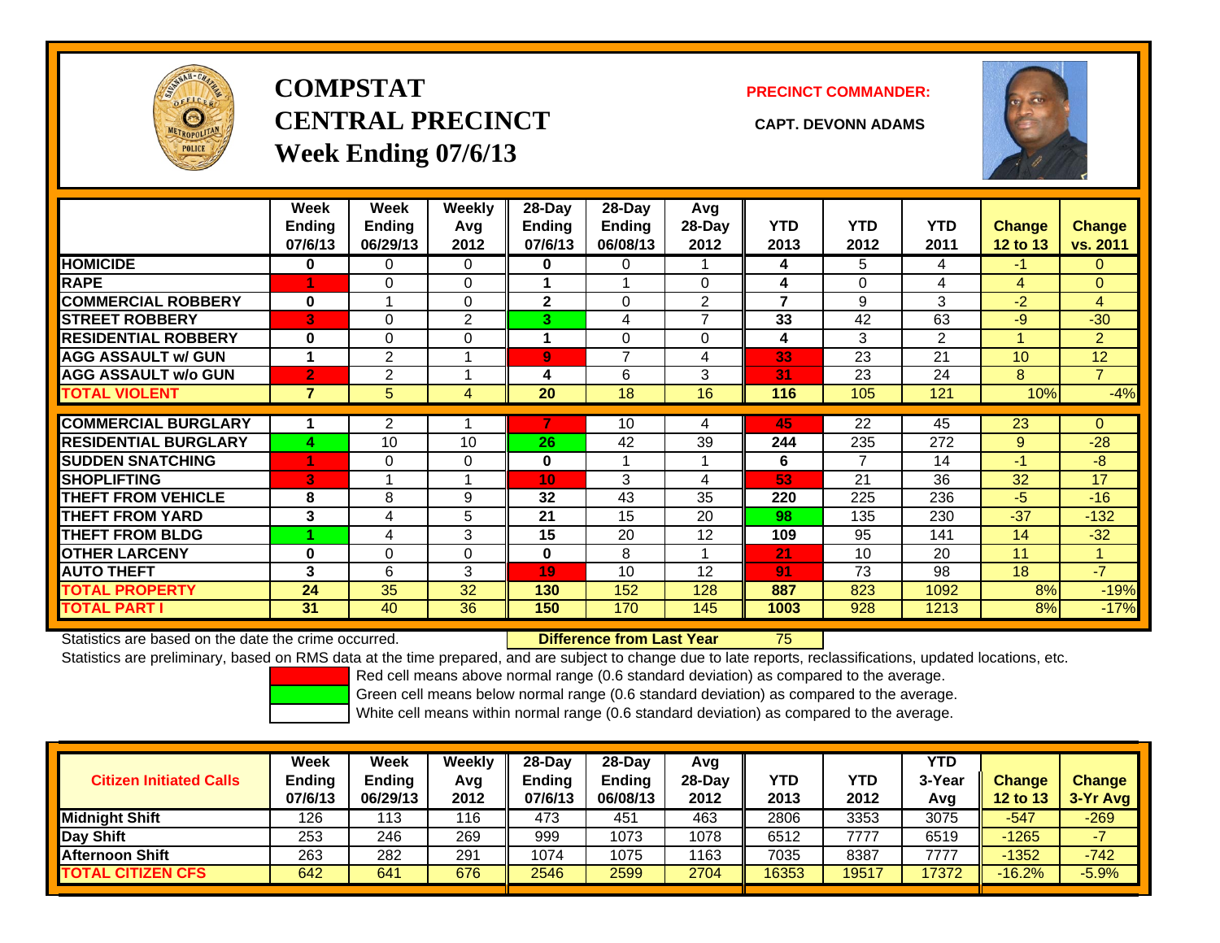# COMPSTAT CENTRAL PRECINCT

## Week Ending 07/6/13

**PRECINCT COMMANDER:**

**CAPT. DEVONN ADAMS**

| | Week Ending 07/6/13 | Week Ending 06/29/13 | Weekly Avg 2012 | 28-Day Ending 07/6/13 | 28-Day Ending 06/08/13 | Avg 28-Day 2012 | YTD 2013 | YTD 2012 | YTD 2011 | Change 12 to 13 | Change vs. 2011 |
|---|---|---|---|---|---|---|---|---|---|---|---|
| HOMICIDE | 0 | 0 | 0 | 0 | 0 | 1 | 4 | 5 | 4 | -1 | 0 |
| RAPE | 1 | 0 | 0 | 1 | 1 | 0 | 4 | 0 | 4 | 4 | 0 |
| COMMERCIAL ROBBERY | 0 | 1 | 0 | 2 | 0 | 2 | 7 | 9 | 3 | -2 | 4 |
| STREET ROBBERY | 3 | 0 | 2 | 3 | 4 | 7 | 33 | 42 | 63 | -9 | -30 |
| RESIDENTIAL ROBBERY | 0 | 0 | 0 | 1 | 0 | 0 | 4 | 3 | 2 | 1 | 2 |
| AGG ASSAULT w/ GUN | 1 | 2 | 1 | 9 | 7 | 4 | 33 | 23 | 21 | 10 | 12 |
| AGG ASSAULT w/o GUN | 2 | 2 | 1 | 4 | 6 | 3 | 31 | 23 | 24 | 8 | 7 |
| TOTAL VIOLENT | 7 | 5 | 4 | 20 | 18 | 16 | 116 | 105 | 121 | 10% | -4% |
| COMMERCIAL BURGLARY | 1 | 2 | 1 | 7 | 10 | 4 | 45 | 22 | 45 | 23 | 0 |
| RESIDENTIAL BURGLARY | 4 | 10 | 10 | 26 | 42 | 39 | 244 | 235 | 272 | 9 | -28 |
| SUDDEN SNATCHING | 1 | 0 | 0 | 0 | 1 | 1 | 6 | 7 | 14 | -1 | -8 |
| SHOPLIFTING | 3 | 1 | 1 | 10 | 3 | 4 | 53 | 21 | 36 | 32 | 17 |
| THEFT FROM VEHICLE | 8 | 8 | 9 | 32 | 43 | 35 | 220 | 225 | 236 | -5 | -16 |
| THEFT FROM YARD | 3 | 4 | 5 | 21 | 15 | 20 | 98 | 135 | 230 | -37 | -132 |
| THEFT FROM BLDG | 1 | 4 | 3 | 15 | 20 | 12 | 109 | 95 | 141 | 14 | -32 |
| OTHER LARCENY | 0 | 0 | 0 | 0 | 8 | 1 | 21 | 10 | 20 | 11 | 1 |
| AUTO THEFT | 3 | 6 | 3 | 19 | 10 | 12 | 91 | 73 | 98 | 18 | -7 |
| TOTAL PROPERTY | 24 | 35 | 32 | 130 | 152 | 128 | 887 | 823 | 1092 | 8% | -19% |
| TOTAL PART I | 31 | 40 | 36 | 150 | 170 | 145 | 1003 | 928 | 1213 | 8% | -17% |

Statistics are based on the date the crime occurred. **Difference from Last Year** 75

Statistics are preliminary, based on RMS data at the time prepared, and are subject to change due to late reports, reclassifications, updated locations, etc.

Red cell means above normal range (0.6 standard deviation) as compared to the average.
Green cell means below normal range (0.6 standard deviation) as compared to the average.
White cell means within normal range (0.6 standard deviation) as compared to the average.

| Citizen Initiated Calls | Week Ending 07/6/13 | Week Ending 06/29/13 | Weekly Avg 2012 | 28-Day Ending 07/6/13 | 28-Day Ending 06/08/13 | Avg 28-Day 2012 | YTD 2013 | YTD 2012 | YTD 3-Year Avg | Change 12 to 13 | Change 3-Yr Avg |
|---|---|---|---|---|---|---|---|---|---|---|---|
| Midnight Shift | 126 | 113 | 116 | 473 | 451 | 463 | 2806 | 3353 | 3075 | -547 | -269 |
| Day Shift | 253 | 246 | 269 | 999 | 1073 | 1078 | 6512 | 7777 | 6519 | -1265 | -7 |
| Afternoon Shift | 263 | 282 | 291 | 1074 | 1075 | 1163 | 7035 | 8387 | 7777 | -1352 | -742 |
| TOTAL CITIZEN CFS | 642 | 641 | 676 | 2546 | 2599 | 2704 | 16353 | 19517 | 17372 | -16.2% | -5.9% |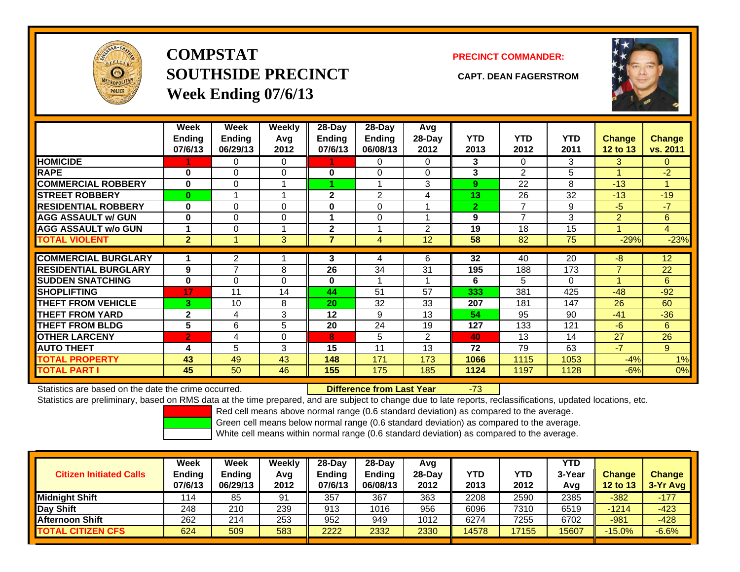# COMPSTAT
# SOUTHSIDE PRECINCT
# Week Ending 07/6/13

**PRECINCT COMMANDER:**

**CAPT. DEAN FAGERSTROM**

| | Week Ending 07/6/13 | Week Ending 06/29/13 | Weekly Avg 2012 | 28-Day Ending 07/6/13 | 28-Day Ending 06/08/13 | Avg 28-Day 2012 | YTD 2013 | YTD 2012 | YTD 2011 | Change 12 to 13 | Change vs. 2011 |
|---|---|---|---|---|---|---|---|---|---|---|---|
| HOMICIDE | 1 | 0 | 0 | 1 | 0 | 0 | 3 | 0 | 3 | 3 | 0 |
| RAPE | 0 | 0 | 0 | 0 | 0 | 0 | 3 | 2 | 5 | 1 | -2 |
| COMMERCIAL ROBBERY | 0 | 0 | 1 | 1 | 1 | 3 | 9 | 22 | 8 | -13 | 1 |
| STREET ROBBERY | 0 | 1 | 1 | 2 | 2 | 4 | 13 | 26 | 32 | -13 | -19 |
| RESIDENTIAL ROBBERY | 0 | 0 | 0 | 0 | 0 | 1 | 2 | 7 | 9 | -5 | -7 |
| AGG ASSAULT w/ GUN | 0 | 0 | 0 | 1 | 0 | 1 | 9 | 7 | 3 | 2 | 6 |
| AGG ASSAULT w/o GUN | 1 | 0 | 1 | 2 | 1 | 2 | 19 | 18 | 15 | 1 | 4 |
| TOTAL VIOLENT | 2 | 1 | 3 | 7 | 4 | 12 | 58 | 82 | 75 | -29% | -23% |
| COMMERCIAL BURGLARY | 1 | 2 | 1 | 3 | 4 | 6 | 32 | 40 | 20 | -8 | 12 |
| RESIDENTIAL BURGLARY | 9 | 7 | 8 | 26 | 34 | 31 | 195 | 188 | 173 | 7 | 22 |
| SUDDEN SNATCHING | 0 | 0 | 0 | 0 | 1 | 1 | 6 | 5 | 0 | 1 | 6 |
| SHOPLIFTING | 17 | 11 | 14 | 44 | 51 | 57 | 333 | 381 | 425 | -48 | -92 |
| THEFT FROM VEHICLE | 3 | 10 | 8 | 20 | 32 | 33 | 207 | 181 | 147 | 26 | 60 |
| THEFT FROM YARD | 2 | 4 | 3 | 12 | 9 | 13 | 54 | 95 | 90 | -41 | -36 |
| THEFT FROM BLDG | 5 | 6 | 5 | 20 | 24 | 19 | 127 | 133 | 121 | -6 | 6 |
| OTHER LARCENY | 2 | 4 | 0 | 8 | 5 | 2 | 40 | 13 | 14 | 27 | 26 |
| AUTO THEFT | 4 | 5 | 3 | 15 | 11 | 13 | 72 | 79 | 63 | -7 | 9 |
| TOTAL PROPERTY | 43 | 49 | 43 | 148 | 171 | 173 | 1066 | 1115 | 1053 | -4% | 1% |
| TOTAL PART I | 45 | 50 | 46 | 155 | 175 | 185 | 1124 | 1197 | 1128 | -6% | 0% |

Statistics are based on the date the crime occurred. **Difference from Last Year** -73

Statistics are preliminary, based on RMS data at the time prepared, and are subject to change due to late reports, reclassifications, updated locations, etc.

Red cell means above normal range (0.6 standard deviation) as compared to the average.
Green cell means below normal range (0.6 standard deviation) as compared to the average.
White cell means within normal range (0.6 standard deviation) as compared to the average.

| Citizen Initiated Calls | Week Ending 07/6/13 | Week Ending 06/29/13 | Weekly Avg 2012 | 28-Day Ending 07/6/13 | 28-Day Ending 06/08/13 | Avg 28-Day 2012 | YTD 2013 | YTD 2012 | YTD 3-Year Avg | Change 12 to 13 | Change 3-Yr Avg |
|---|---|---|---|---|---|---|---|---|---|---|---|
| Midnight Shift | 114 | 85 | 91 | 357 | 367 | 363 | 2208 | 2590 | 2385 | -382 | -177 |
| Day Shift | 248 | 210 | 239 | 913 | 1016 | 956 | 6096 | 7310 | 6519 | -1214 | -423 |
| Afternoon Shift | 262 | 214 | 253 | 952 | 949 | 1012 | 6274 | 7255 | 6702 | -981 | -428 |
| TOTAL CITIZEN CFS | 624 | 509 | 583 | 2222 | 2332 | 2330 | 14578 | 17155 | 15607 | -15.0% | -6.6% |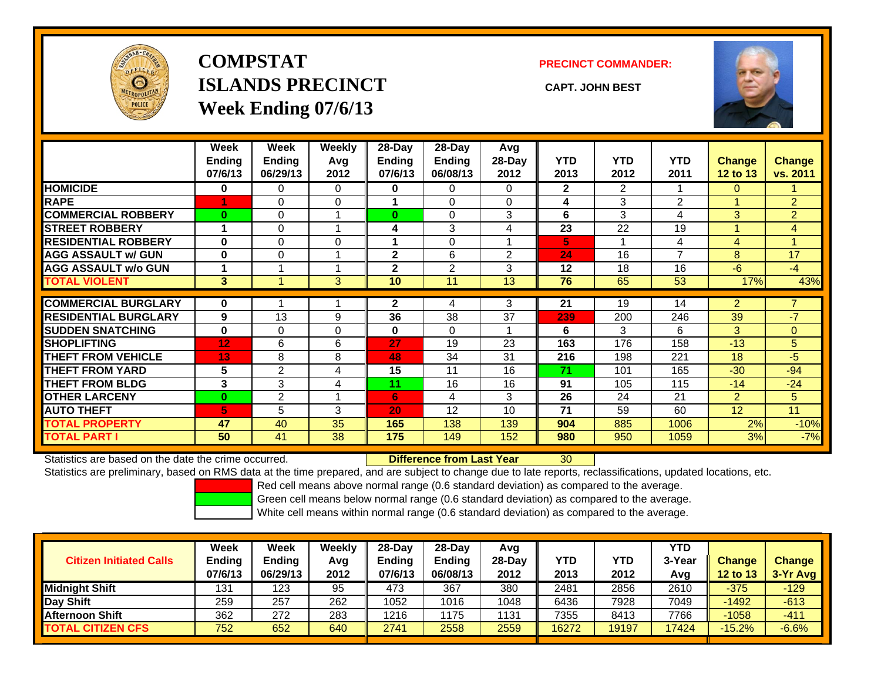# COMPSTAT ISLANDS PRECINCT
## Week Ending 07/6/13

**PRECINCT COMMANDER:** CAPT. JOHN BEST

| | Week Ending 07/6/13 | Week Ending 06/29/13 | Weekly Avg 2012 | 28-Day Ending 07/6/13 | 28-Day Ending 06/08/13 | Avg 28-Day 2012 | YTD 2013 | YTD 2012 | YTD 2011 | Change 12 to 13 | Change vs. 2011 |
|---|---|---|---|---|---|---|---|---|---|---|---|
| HOMICIDE | 0 | 0 | 0 | 0 | 0 | 0 | 2 | 2 | 1 | 0 | 1 |
| RAPE | 1 | 0 | 0 | 1 | 0 | 0 | 4 | 3 | 2 | 1 | 2 |
| COMMERCIAL ROBBERY | 0 | 0 | 1 | 0 | 0 | 3 | 6 | 3 | 4 | 3 | 2 |
| STREET ROBBERY | 1 | 0 | 1 | 4 | 3 | 4 | 23 | 22 | 19 | 1 | 4 |
| RESIDENTIAL ROBBERY | 0 | 0 | 0 | 1 | 0 | 1 | 5 | 1 | 4 | 4 | 1 |
| AGG ASSAULT w/ GUN | 0 | 0 | 1 | 2 | 6 | 2 | 24 | 16 | 7 | 8 | 17 |
| AGG ASSAULT w/o GUN | 1 | 1 | 1 | 2 | 2 | 3 | 12 | 18 | 16 | -6 | -4 |
| TOTAL VIOLENT | 3 | 1 | 3 | 10 | 11 | 13 | 76 | 65 | 53 | 17% | 43% |
| COMMERCIAL BURGLARY | 0 | 1 | 1 | 2 | 4 | 3 | 21 | 19 | 14 | 2 | 7 |
| RESIDENTIAL BURGLARY | 9 | 13 | 9 | 36 | 38 | 37 | 239 | 200 | 246 | 39 | -7 |
| SUDDEN SNATCHING | 0 | 0 | 0 | 0 | 0 | 1 | 6 | 3 | 6 | 3 | 0 |
| SHOPLIFTING | 12 | 6 | 6 | 27 | 19 | 23 | 163 | 176 | 158 | -13 | 5 |
| THEFT FROM VEHICLE | 13 | 8 | 8 | 48 | 34 | 31 | 216 | 198 | 221 | 18 | -5 |
| THEFT FROM YARD | 5 | 2 | 4 | 15 | 11 | 16 | 71 | 101 | 165 | -30 | -94 |
| THEFT FROM BLDG | 3 | 3 | 4 | 11 | 16 | 16 | 91 | 105 | 115 | -14 | -24 |
| OTHER LARCENY | 0 | 2 | 1 | 6 | 4 | 3 | 26 | 24 | 21 | 2 | 5 |
| AUTO THEFT | 5 | 5 | 3 | 20 | 12 | 10 | 71 | 59 | 60 | 12 | 11 |
| TOTAL PROPERTY | 47 | 40 | 35 | 165 | 138 | 139 | 904 | 885 | 1006 | 2% | -10% |
| TOTAL PART I | 50 | 41 | 38 | 175 | 149 | 152 | 980 | 950 | 1059 | 3% | -7% |

Statistics are based on the date the crime occurred. **Difference from Last Year** 30

Statistics are preliminary, based on RMS data at the time prepared, and are subject to change due to late reports, reclassifications, updated locations, etc.

Red cell means above normal range (0.6 standard deviation) as compared to the average.
Green cell means below normal range (0.6 standard deviation) as compared to the average.
White cell means within normal range (0.6 standard deviation) as compared to the average.

| Citizen Initiated Calls | Week Ending 07/6/13 | Week Ending 06/29/13 | Weekly Avg 2012 | 28-Day Ending 07/6/13 | 28-Day Ending 06/08/13 | Avg 28-Day 2012 | YTD 2013 | YTD 2012 | YTD 3-Year Avg | Change 12 to 13 | Change 3-Yr Avg |
|---|---|---|---|---|---|---|---|---|---|---|---|
| Midnight Shift | 131 | 123 | 95 | 473 | 367 | 380 | 2481 | 2856 | 2610 | -375 | -129 |
| Day Shift | 259 | 257 | 262 | 1052 | 1016 | 1048 | 6436 | 7928 | 7049 | -1492 | -613 |
| Afternoon Shift | 362 | 272 | 283 | 1216 | 1175 | 1131 | 7355 | 8413 | 7766 | -1058 | -411 |
| TOTAL CITIZEN CFS | 752 | 652 | 640 | 2741 | 2558 | 2559 | 16272 | 19197 | 17424 | -15.2% | -6.6% |